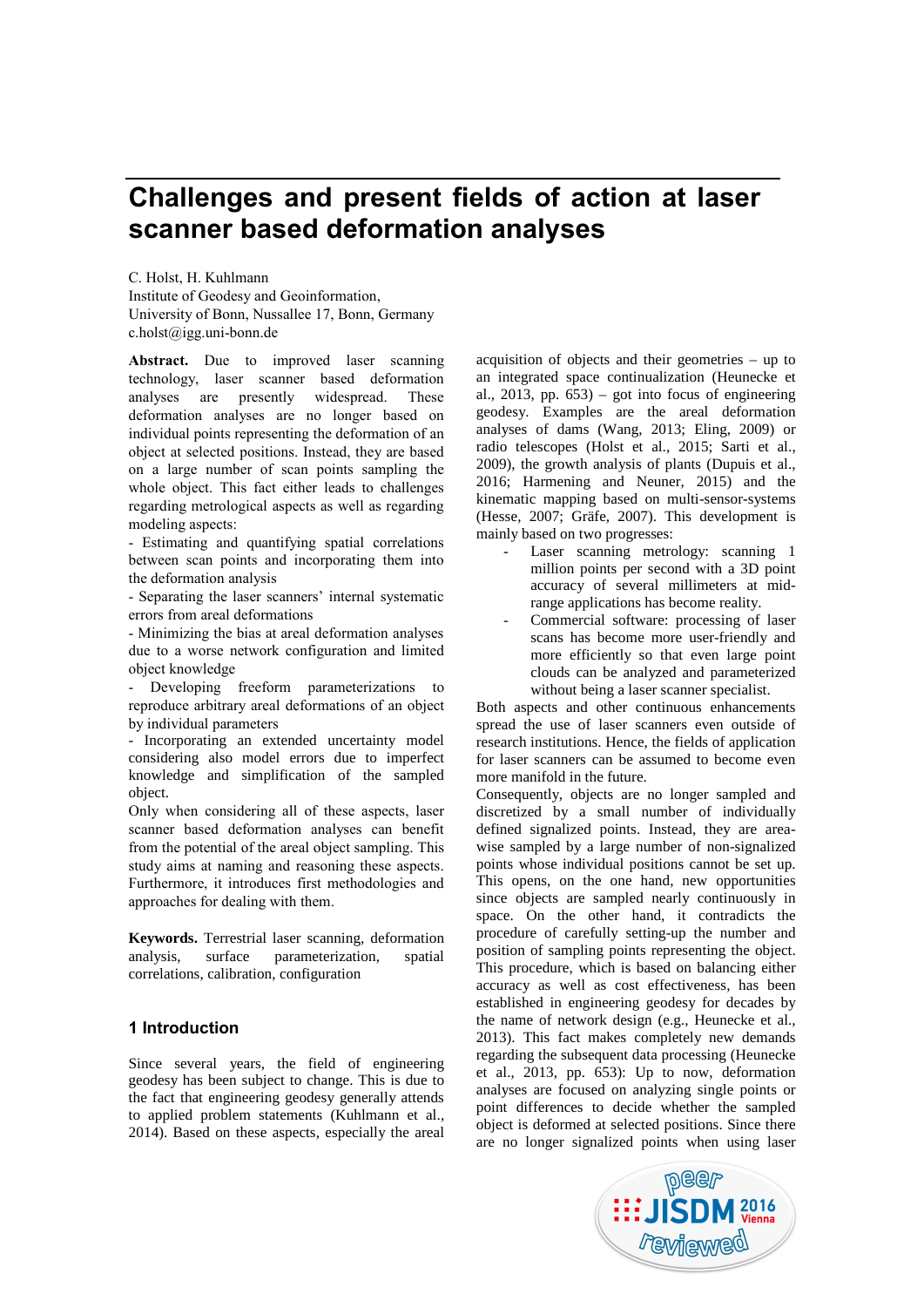# Challenges and present fields of action at laser scanner based deformation analyses

C. Holst, H. Kuhlmann
Institute of Geodesy and Geoinformation,
University of Bonn, Nussallee 17, Bonn, Germany
c.holst@igg.uni-bonn.de

**Abstract.** Due to improved laser scanning technology, laser scanner based deformation analyses are presently widespread. These deformation analyses are no longer based on individual points representing the deformation of an object at selected positions. Instead, they are based on a large number of scan points sampling the whole object. This fact either leads to challenges regarding metrological aspects as well as regarding modeling aspects:

- Estimating and quantifying spatial correlations between scan points and incorporating them into the deformation analysis
- Separating the laser scanners' internal systematic errors from areal deformations
- Minimizing the bias at areal deformation analyses due to a worse network configuration and limited object knowledge
- Developing freeform parameterizations to reproduce arbitrary areal deformations of an object by individual parameters
- Incorporating an extended uncertainty model considering also model errors due to imperfect knowledge and simplification of the sampled object.

Only when considering all of these aspects, laser scanner based deformation analyses can benefit from the potential of the areal object sampling. This study aims at naming and reasoning these aspects. Furthermore, it introduces first methodologies and approaches for dealing with them.

**Keywords.** Terrestrial laser scanning, deformation analysis, surface parameterization, spatial correlations, calibration, configuration

## 1 Introduction

Since several years, the field of engineering geodesy has been subject to change. This is due to the fact that engineering geodesy generally attends to applied problem statements (Kuhlmann et al., 2014). Based on these aspects, especially the areal acquisition of objects and their geometries – up to an integrated space continualization (Heunecke et al., 2013, pp. 653) – got into focus of engineering geodesy. Examples are the areal deformation analyses of dams (Wang, 2013; Eling, 2009) or radio telescopes (Holst et al., 2015; Sarti et al., 2009), the growth analysis of plants (Dupuis et al., 2016; Harmening and Neuner, 2015) and the kinematic mapping based on multi-sensor-systems (Hesse, 2007; Gräfe, 2007). This development is mainly based on two progresses:

- Laser scanning metrology: scanning 1 million points per second with a 3D point accuracy of several millimeters at mid-range applications has become reality.
- Commercial software: processing of laser scans has become more user-friendly and more efficiently so that even large point clouds can be analyzed and parameterized without being a laser scanner specialist.

Both aspects and other continuous enhancements spread the use of laser scanners even outside of research institutions. Hence, the fields of application for laser scanners can be assumed to become even more manifold in the future.

Consequently, objects are no longer sampled and discretized by a small number of individually defined signalized points. Instead, they are area-wise sampled by a large number of non-signalized points whose individual positions cannot be set up. This opens, on the one hand, new opportunities since objects are sampled nearly continuously in space. On the other hand, it contradicts the procedure of carefully setting-up the number and position of sampling points representing the object. This procedure, which is based on balancing either accuracy as well as cost effectiveness, has been established in engineering geodesy for decades by the name of network design (e.g., Heunecke et al., 2013). This fact makes completely new demands regarding the subsequent data processing (Heunecke et al., 2013, pp. 653): Up to now, deformation analyses are focused on analyzing single points or point differences to decide whether the sampled object is deformed at selected positions. Since there are no longer signalized points when using laser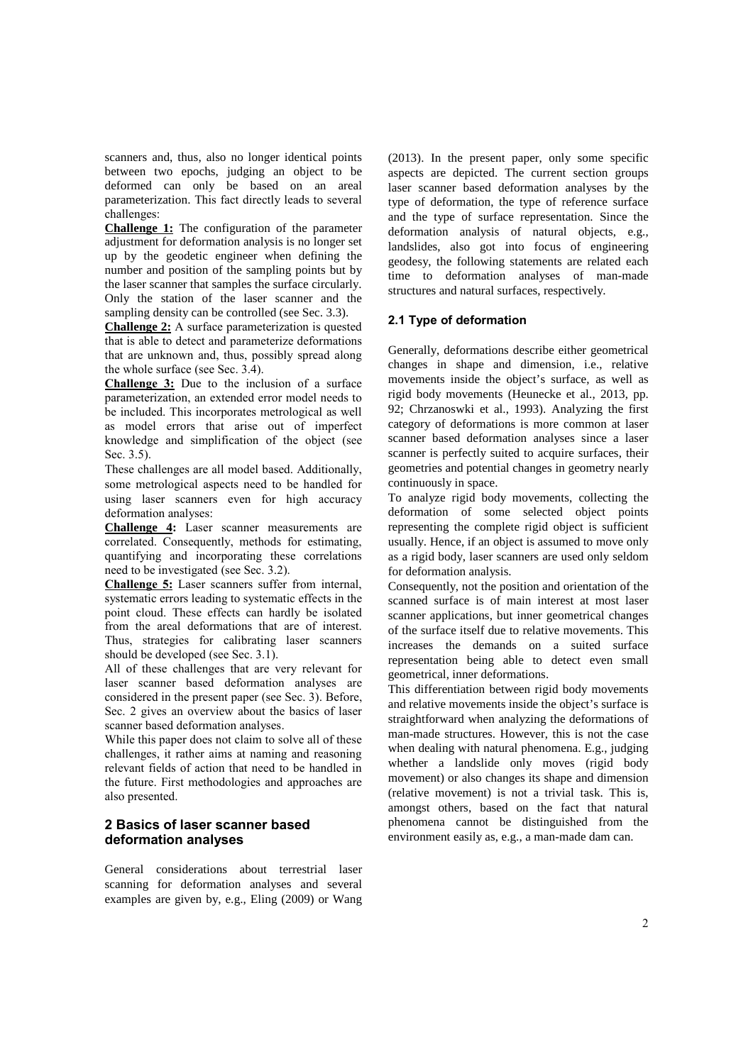scanners and, thus, also no longer identical points between two epochs, judging an object to be deformed can only be based on an areal parameterization. This fact directly leads to several challenges:

**Challenge 1:** The configuration of the parameter adjustment for deformation analysis is no longer set up by the geodetic engineer when defining the number and position of the sampling points but by the laser scanner that samples the surface circularly. Only the station of the laser scanner and the sampling density can be controlled (see Sec. 3.3).

**Challenge 2:** A surface parameterization is quested that is able to detect and parameterize deformations that are unknown and, thus, possibly spread along the whole surface (see Sec. 3.4).

**Challenge 3:** Due to the inclusion of a surface parameterization, an extended error model needs to be included. This incorporates metrological as well as model errors that arise out of imperfect knowledge and simplification of the object (see Sec. 3.5).

These challenges are all model based. Additionally, some metrological aspects need to be handled for using laser scanners even for high accuracy deformation analyses:

**Challenge 4:** Laser scanner measurements are correlated. Consequently, methods for estimating, quantifying and incorporating these correlations need to be investigated (see Sec. 3.2).

**Challenge 5:** Laser scanners suffer from internal, systematic errors leading to systematic effects in the point cloud. These effects can hardly be isolated from the areal deformations that are of interest. Thus, strategies for calibrating laser scanners should be developed (see Sec. 3.1).

All of these challenges that are very relevant for laser scanner based deformation analyses are considered in the present paper (see Sec. 3). Before, Sec. 2 gives an overview about the basics of laser scanner based deformation analyses.

While this paper does not claim to solve all of these challenges, it rather aims at naming and reasoning relevant fields of action that need to be handled in the future. First methodologies and approaches are also presented.

## 2 Basics of laser scanner based deformation analyses

General considerations about terrestrial laser scanning for deformation analyses and several examples are given by, e.g., Eling (2009) or Wang (2013). In the present paper, only some specific aspects are depicted. The current section groups laser scanner based deformation analyses by the type of deformation, the type of reference surface and the type of surface representation. Since the deformation analysis of natural objects, e.g., landslides, also got into focus of engineering geodesy, the following statements are related each time to deformation analyses of man-made structures and natural surfaces, respectively.

### 2.1 Type of deformation

Generally, deformations describe either geometrical changes in shape and dimension, i.e., relative movements inside the object's surface, as well as rigid body movements (Heunecke et al., 2013, pp. 92; Chrzanoswki et al., 1993). Analyzing the first category of deformations is more common at laser scanner based deformation analyses since a laser scanner is perfectly suited to acquire surfaces, their geometries and potential changes in geometry nearly continuously in space.

To analyze rigid body movements, collecting the deformation of some selected object points representing the complete rigid object is sufficient usually. Hence, if an object is assumed to move only as a rigid body, laser scanners are used only seldom for deformation analysis.

Consequently, not the position and orientation of the scanned surface is of main interest at most laser scanner applications, but inner geometrical changes of the surface itself due to relative movements. This increases the demands on a suited surface representation being able to detect even small geometrical, inner deformations.

This differentiation between rigid body movements and relative movements inside the object's surface is straightforward when analyzing the deformations of man-made structures. However, this is not the case when dealing with natural phenomena. E.g., judging whether a landslide only moves (rigid body movement) or also changes its shape and dimension (relative movement) is not a trivial task. This is, amongst others, based on the fact that natural phenomena cannot be distinguished from the environment easily as, e.g., a man-made dam can.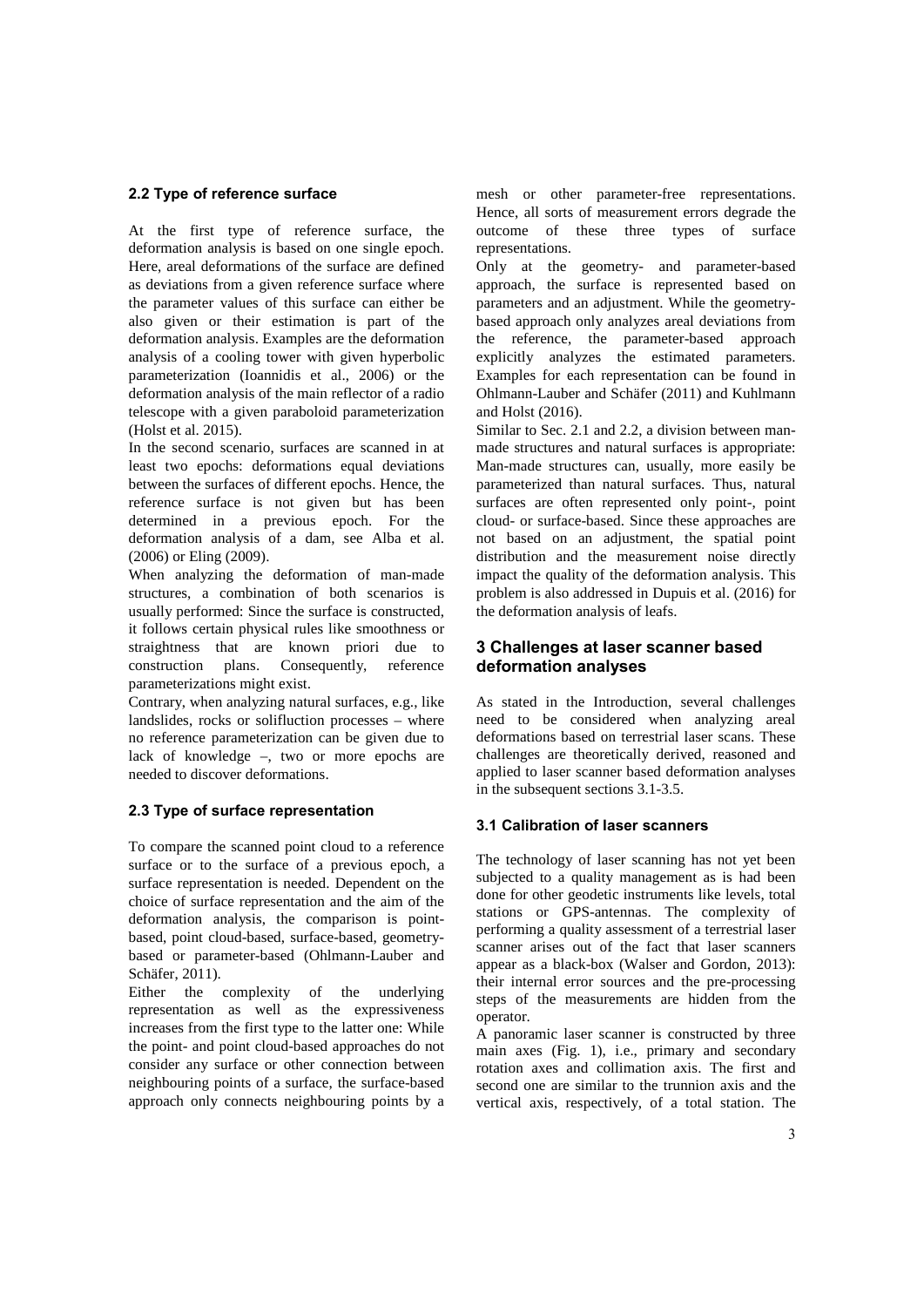### 2.2 Type of reference surface

At the first type of reference surface, the deformation analysis is based on one single epoch. Here, areal deformations of the surface are defined as deviations from a given reference surface where the parameter values of this surface can either be also given or their estimation is part of the deformation analysis. Examples are the deformation analysis of a cooling tower with given hyperbolic parameterization (Ioannidis et al., 2006) or the deformation analysis of the main reflector of a radio telescope with a given paraboloid parameterization (Holst et al. 2015).

In the second scenario, surfaces are scanned in at least two epochs: deformations equal deviations between the surfaces of different epochs. Hence, the reference surface is not given but has been determined in a previous epoch. For the deformation analysis of a dam, see Alba et al. (2006) or Eling (2009).

When analyzing the deformation of man-made structures, a combination of both scenarios is usually performed: Since the surface is constructed, it follows certain physical rules like smoothness or straightness that are known priori due to construction plans. Consequently, reference parameterizations might exist.

Contrary, when analyzing natural surfaces, e.g., like landslides, rocks or solifluction processes – where no reference parameterization can be given due to lack of knowledge –, two or more epochs are needed to discover deformations.

### 2.3 Type of surface representation

To compare the scanned point cloud to a reference surface or to the surface of a previous epoch, a surface representation is needed. Dependent on the choice of surface representation and the aim of the deformation analysis, the comparison is point-based, point cloud-based, surface-based, geometry-based or parameter-based (Ohlmann-Lauber and Schäfer, 2011).

Either the complexity of the underlying representation as well as the expressiveness increases from the first type to the latter one: While the point- and point cloud-based approaches do not consider any surface or other connection between neighbouring points of a surface, the surface-based approach only connects neighbouring points by a mesh or other parameter-free representations. Hence, all sorts of measurement errors degrade the outcome of these three types of surface representations.

Only at the geometry- and parameter-based approach, the surface is represented based on parameters and an adjustment. While the geometry-based approach only analyzes areal deviations from the reference, the parameter-based approach explicitly analyzes the estimated parameters. Examples for each representation can be found in Ohlmann-Lauber and Schäfer (2011) and Kuhlmann and Holst (2016).

Similar to Sec. 2.1 and 2.2, a division between man-made structures and natural surfaces is appropriate: Man-made structures can, usually, more easily be parameterized than natural surfaces. Thus, natural surfaces are often represented only point-, point cloud- or surface-based. Since these approaches are not based on an adjustment, the spatial point distribution and the measurement noise directly impact the quality of the deformation analysis. This problem is also addressed in Dupuis et al. (2016) for the deformation analysis of leafs.

## 3 Challenges at laser scanner based deformation analyses

As stated in the Introduction, several challenges need to be considered when analyzing areal deformations based on terrestrial laser scans. These challenges are theoretically derived, reasoned and applied to laser scanner based deformation analyses in the subsequent sections 3.1-3.5.

### 3.1 Calibration of laser scanners

The technology of laser scanning has not yet been subjected to a quality management as is had been done for other geodetic instruments like levels, total stations or GPS-antennas. The complexity of performing a quality assessment of a terrestrial laser scanner arises out of the fact that laser scanners appear as a black-box (Walser and Gordon, 2013): their internal error sources and the pre-processing steps of the measurements are hidden from the operator.

A panoramic laser scanner is constructed by three main axes (Fig. 1), i.e., primary and secondary rotation axes and collimation axis. The first and second one are similar to the trunnion axis and the vertical axis, respectively, of a total station. The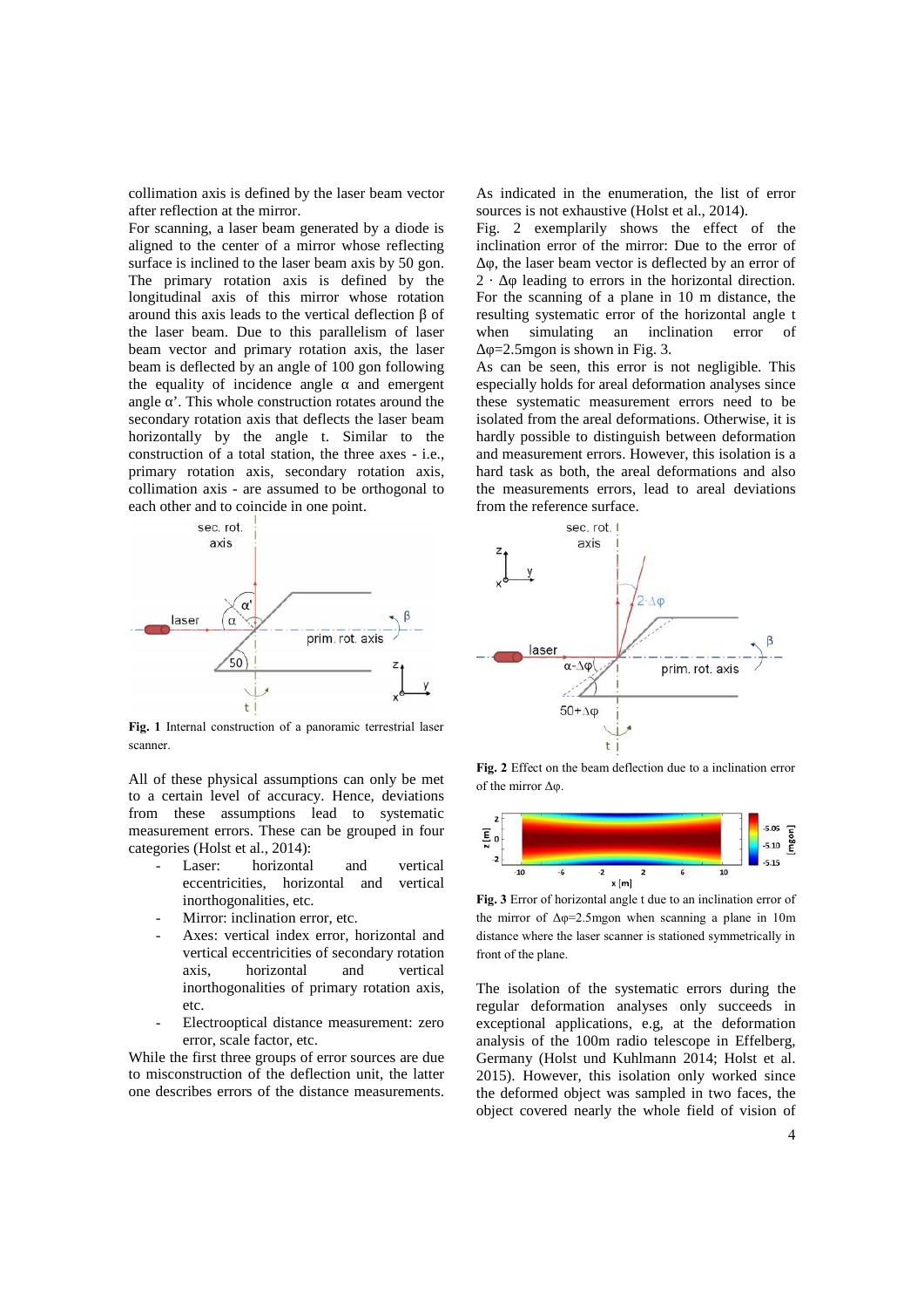collimation axis is defined by the laser beam vector after reflection at the mirror.

For scanning, a laser beam generated by a diode is aligned to the center of a mirror whose reflecting surface is inclined to the laser beam axis by 50 gon. The primary rotation axis is defined by the longitudinal axis of this mirror whose rotation around this axis leads to the vertical deflection $\beta$ of the laser beam. Due to this parallelism of laser beam vector and primary rotation axis, the laser beam is deflected by an angle of 100 gon following the equality of incidence angle $\alpha$ and emergent angle $\alpha'$. This whole construction rotates around the secondary rotation axis that deflects the laser beam horizontally by the angle t. Similar to the construction of a total station, the three axes - i.e., primary rotation axis, secondary rotation axis, collimation axis - are assumed to be orthogonal to each other and to coincide in one point.

**Fig. 1** Internal construction of a panoramic terrestrial laser scanner.

All of these physical assumptions can only be met to a certain level of accuracy. Hence, deviations from these assumptions lead to systematic measurement errors. These can be grouped in four categories (Holst et al., 2014):

- Laser: horizontal and vertical eccentricities, horizontal and vertical inorthogonalities, etc.
- Mirror: inclination error, etc.
- Axes: vertical index error, horizontal and vertical eccentricities of secondary rotation axis, horizontal and vertical inorthogonalities of primary rotation axis, etc.
- Electrooptical distance measurement: zero error, scale factor, etc.

While the first three groups of error sources are due to misconstruction of the deflection unit, the latter one describes errors of the distance measurements.

As indicated in the enumeration, the list of error sources is not exhaustive (Holst et al., 2014).

Fig. 2 exemplarily shows the effect of the inclination error of the mirror: Due to the error of $\Delta\varphi$, the laser beam vector is deflected by an error of $2 \cdot \Delta\varphi$ leading to errors in the horizontal direction. For the scanning of a plane in 10 m distance, the resulting systematic error of the horizontal angle t when simulating an inclination error of $\Delta\varphi$=2.5mgon is shown in Fig. 3.

As can be seen, this error is not negligible. This especially holds for areal deformation analyses since these systematic measurement errors need to be isolated from the areal deformations. Otherwise, it is hardly possible to distinguish between deformation and measurement errors. However, this isolation is a hard task as both, the areal deformations and also the measurements errors, lead to areal deviations from the reference surface.

**Fig. 2** Effect on the beam deflection due to a inclination error of the mirror $\Delta\varphi$.

**Fig. 3** Error of horizontal angle t due to an inclination error of the mirror of $\Delta\varphi$=2.5mgon when scanning a plane in 10m distance where the laser scanner is stationed symmetrically in front of the plane.

The isolation of the systematic errors during the regular deformation analyses only succeeds in exceptional applications, e.g, at the deformation analysis of the 100m radio telescope in Effelberg, Germany (Holst und Kuhlmann 2014; Holst et al. 2015). However, this isolation only worked since the deformed object was sampled in two faces, the object covered nearly the whole field of vision of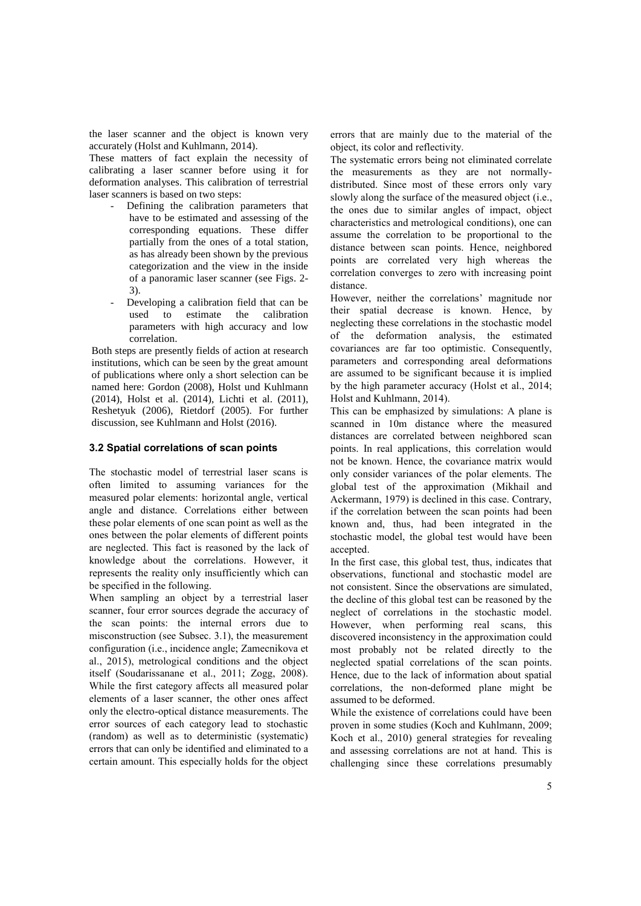the laser scanner and the object is known very accurately (Holst and Kuhlmann, 2014).

These matters of fact explain the necessity of calibrating a laser scanner before using it for deformation analyses. This calibration of terrestrial laser scanners is based on two steps:

- Defining the calibration parameters that have to be estimated and assessing of the corresponding equations. These differ partially from the ones of a total station, as has already been shown by the previous categorization and the view in the inside of a panoramic laser scanner (see Figs. 2-3).
- Developing a calibration field that can be used to estimate the calibration parameters with high accuracy and low correlation.

Both steps are presently fields of action at research institutions, which can be seen by the great amount of publications where only a short selection can be named here: Gordon (2008), Holst und Kuhlmann (2014), Holst et al. (2014), Lichti et al. (2011), Reshetyuk (2006), Rietdorf (2005). For further discussion, see Kuhlmann and Holst (2016).

### 3.2 Spatial correlations of scan points

The stochastic model of terrestrial laser scans is often limited to assuming variances for the measured polar elements: horizontal angle, vertical angle and distance. Correlations either between these polar elements of one scan point as well as the ones between the polar elements of different points are neglected. This fact is reasoned by the lack of knowledge about the correlations. However, it represents the reality only insufficiently which can be specified in the following.

When sampling an object by a terrestrial laser scanner, four error sources degrade the accuracy of the scan points: the internal errors due to misconstruction (see Subsec. 3.1), the measurement configuration (i.e., incidence angle; Zamecnikova et al., 2015), metrological conditions and the object itself (Soudarissanane et al., 2011; Zogg, 2008). While the first category affects all measured polar elements of a laser scanner, the other ones affect only the electro-optical distance measurements. The error sources of each category lead to stochastic (random) as well as to deterministic (systematic) errors that can only be identified and eliminated to a certain amount. This especially holds for the object errors that are mainly due to the material of the object, its color and reflectivity.

The systematic errors being not eliminated correlate the measurements as they are not normally-distributed. Since most of these errors only vary slowly along the surface of the measured object (i.e., the ones due to similar angles of impact, object characteristics and metrological conditions), one can assume the correlation to be proportional to the distance between scan points. Hence, neighbored points are correlated very high whereas the correlation converges to zero with increasing point distance.

However, neither the correlations' magnitude nor their spatial decrease is known. Hence, by neglecting these correlations in the stochastic model of the deformation analysis, the estimated covariances are far too optimistic. Consequently, parameters and corresponding areal deformations are assumed to be significant because it is implied by the high parameter accuracy (Holst et al., 2014; Holst and Kuhlmann, 2014).

This can be emphasized by simulations: A plane is scanned in 10m distance where the measured distances are correlated between neighbored scan points. In real applications, this correlation would not be known. Hence, the covariance matrix would only consider variances of the polar elements. The global test of the approximation (Mikhail and Ackermann, 1979) is declined in this case. Contrary, if the correlation between the scan points had been known and, thus, had been integrated in the stochastic model, the global test would have been accepted.

In the first case, this global test, thus, indicates that observations, functional and stochastic model are not consistent. Since the observations are simulated, the decline of this global test can be reasoned by the neglect of correlations in the stochastic model. However, when performing real scans, this discovered inconsistency in the approximation could most probably not be related directly to the neglected spatial correlations of the scan points. Hence, due to the lack of information about spatial correlations, the non-deformed plane might be assumed to be deformed.

While the existence of correlations could have been proven in some studies (Koch and Kuhlmann, 2009; Koch et al., 2010) general strategies for revealing and assessing correlations are not at hand. This is challenging since these correlations presumably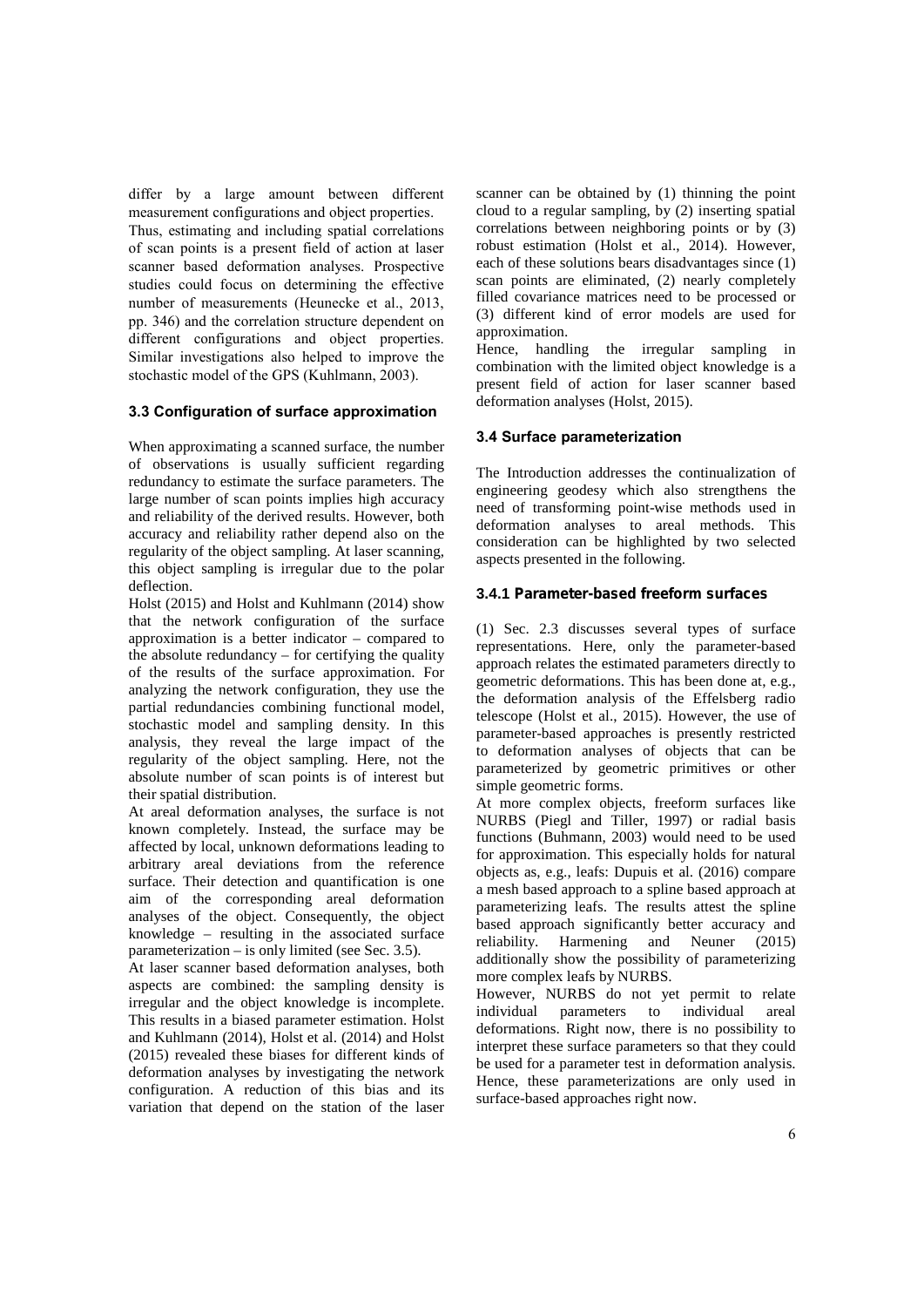differ by a large amount between different measurement configurations and object properties.

Thus, estimating and including spatial correlations of scan points is a present field of action at laser scanner based deformation analyses. Prospective studies could focus on determining the effective number of measurements (Heunecke et al., 2013, pp. 346) and the correlation structure dependent on different configurations and object properties. Similar investigations also helped to improve the stochastic model of the GPS (Kuhlmann, 2003).

### 3.3 Configuration of surface approximation

When approximating a scanned surface, the number of observations is usually sufficient regarding redundancy to estimate the surface parameters. The large number of scan points implies high accuracy and reliability of the derived results. However, both accuracy and reliability rather depend also on the regularity of the object sampling. At laser scanning, this object sampling is irregular due to the polar deflection.

Holst (2015) and Holst and Kuhlmann (2014) show that the network configuration of the surface approximation is a better indicator – compared to the absolute redundancy – for certifying the quality of the results of the surface approximation. For analyzing the network configuration, they use the partial redundancies combining functional model, stochastic model and sampling density. In this analysis, they reveal the large impact of the regularity of the object sampling. Here, not the absolute number of scan points is of interest but their spatial distribution.

At areal deformation analyses, the surface is not known completely. Instead, the surface may be affected by local, unknown deformations leading to arbitrary areal deviations from the reference surface. Their detection and quantification is one aim of the corresponding areal deformation analyses of the object. Consequently, the object knowledge – resulting in the associated surface parameterization – is only limited (see Sec. 3.5).

At laser scanner based deformation analyses, both aspects are combined: the sampling density is irregular and the object knowledge is incomplete. This results in a biased parameter estimation. Holst and Kuhlmann (2014), Holst et al. (2014) and Holst (2015) revealed these biases for different kinds of deformation analyses by investigating the network configuration. A reduction of this bias and its variation that depend on the station of the laser scanner can be obtained by (1) thinning the point cloud to a regular sampling, by (2) inserting spatial correlations between neighboring points or by (3) robust estimation (Holst et al., 2014). However, each of these solutions bears disadvantages since (1) scan points are eliminated, (2) nearly completely filled covariance matrices need to be processed or (3) different kind of error models are used for approximation.

Hence, handling the irregular sampling in combination with the limited object knowledge is a present field of action for laser scanner based deformation analyses (Holst, 2015).

### 3.4 Surface parameterization

The Introduction addresses the continualization of engineering geodesy which also strengthens the need of transforming point-wise methods used in deformation analyses to areal methods. This consideration can be highlighted by two selected aspects presented in the following.

#### 3.4.1 Parameter-based freeform surfaces

(1) Sec. 2.3 discusses several types of surface representations. Here, only the parameter-based approach relates the estimated parameters directly to geometric deformations. This has been done at, e.g., the deformation analysis of the Effelsberg radio telescope (Holst et al., 2015). However, the use of parameter-based approaches is presently restricted to deformation analyses of objects that can be parameterized by geometric primitives or other simple geometric forms.

At more complex objects, freeform surfaces like NURBS (Piegl and Tiller, 1997) or radial basis functions (Buhmann, 2003) would need to be used for approximation. This especially holds for natural objects as, e.g., leafs: Dupuis et al. (2016) compare a mesh based approach to a spline based approach at parameterizing leafs. The results attest the spline based approach significantly better accuracy and reliability. Harmening and Neuner (2015) additionally show the possibility of parameterizing more complex leafs by NURBS.

However, NURBS do not yet permit to relate individual parameters to individual areal deformations. Right now, there is no possibility to interpret these surface parameters so that they could be used for a parameter test in deformation analysis. Hence, these parameterizations are only used in surface-based approaches right now.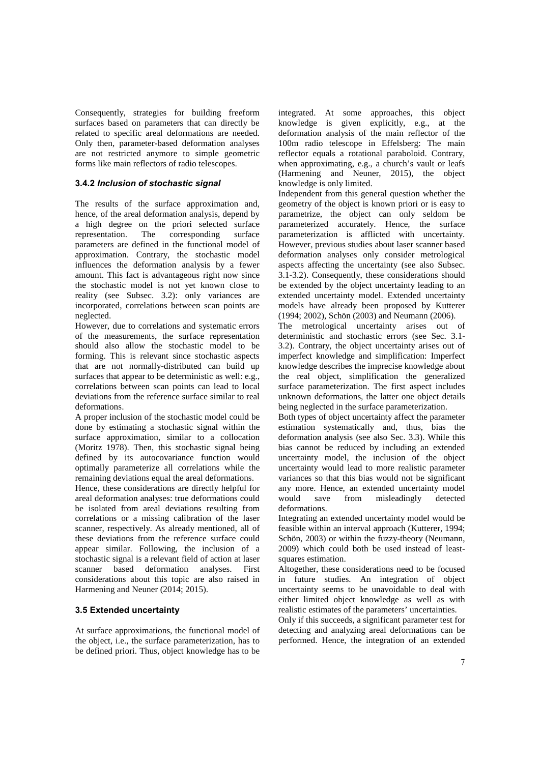Consequently, strategies for building freeform surfaces based on parameters that can directly be related to specific areal deformations are needed. Only then, parameter-based deformation analyses are not restricted anymore to simple geometric forms like main reflectors of radio telescopes.

### 3.4.2 *Inclusion of stochastic signal*

The results of the surface approximation and, hence, of the areal deformation analysis, depend by a high degree on the priori selected surface representation. The corresponding surface parameters are defined in the functional model of approximation. Contrary, the stochastic model influences the deformation analysis by a fewer amount. This fact is advantageous right now since the stochastic model is not yet known close to reality (see Subsec. 3.2): only variances are incorporated, correlations between scan points are neglected.

However, due to correlations and systematic errors of the measurements, the surface representation should also allow the stochastic model to be forming. This is relevant since stochastic aspects that are not normally-distributed can build up surfaces that appear to be deterministic as well: e.g., correlations between scan points can lead to local deviations from the reference surface similar to real deformations.

A proper inclusion of the stochastic model could be done by estimating a stochastic signal within the surface approximation, similar to a collocation (Moritz 1978). Then, this stochastic signal being defined by its autocovariance function would optimally parameterize all correlations while the remaining deviations equal the areal deformations.

Hence, these considerations are directly helpful for areal deformation analyses: true deformations could be isolated from areal deviations resulting from correlations or a missing calibration of the laser scanner, respectively. As already mentioned, all of these deviations from the reference surface could appear similar. Following, the inclusion of a stochastic signal is a relevant field of action at laser scanner based deformation analyses. First considerations about this topic are also raised in Harmening and Neuner (2014; 2015).

### 3.5 Extended uncertainty

At surface approximations, the functional model of the object, i.e., the surface parameterization, has to be defined priori. Thus, object knowledge has to be integrated. At some approaches, this object knowledge is given explicitly, e.g., at the deformation analysis of the main reflector of the 100m radio telescope in Effelsberg: The main reflector equals a rotational paraboloid. Contrary, when approximating, e.g., a church's vault or leafs (Harmening and Neuner, 2015), the object knowledge is only limited.

Independent from this general question whether the geometry of the object is known priori or is easy to parametrize, the object can only seldom be parameterized accurately. Hence, the surface parameterization is afflicted with uncertainty. However, previous studies about laser scanner based deformation analyses only consider metrological aspects affecting the uncertainty (see also Subsec. 3.1-3.2). Consequently, these considerations should be extended by the object uncertainty leading to an extended uncertainty model. Extended uncertainty models have already been proposed by Kutterer (1994; 2002), Schön (2003) and Neumann (2006).

The metrological uncertainty arises out of deterministic and stochastic errors (see Sec. 3.1-3.2). Contrary, the object uncertainty arises out of imperfect knowledge and simplification: Imperfect knowledge describes the imprecise knowledge about the real object, simplification the generalized surface parameterization. The first aspect includes unknown deformations, the latter one object details being neglected in the surface parameterization.

Both types of object uncertainty affect the parameter estimation systematically and, thus, bias the deformation analysis (see also Sec. 3.3). While this bias cannot be reduced by including an extended uncertainty model, the inclusion of the object uncertainty would lead to more realistic parameter variances so that this bias would not be significant any more. Hence, an extended uncertainty model would save from misleadingly detected deformations.

Integrating an extended uncertainty model would be feasible within an interval approach (Kutterer, 1994; Schön, 2003) or within the fuzzy-theory (Neumann, 2009) which could both be used instead of least-squares estimation.

Altogether, these considerations need to be focused in future studies. An integration of object uncertainty seems to be unavoidable to deal with either limited object knowledge as well as with realistic estimates of the parameters' uncertainties.

Only if this succeeds, a significant parameter test for detecting and analyzing areal deformations can be performed. Hence, the integration of an extended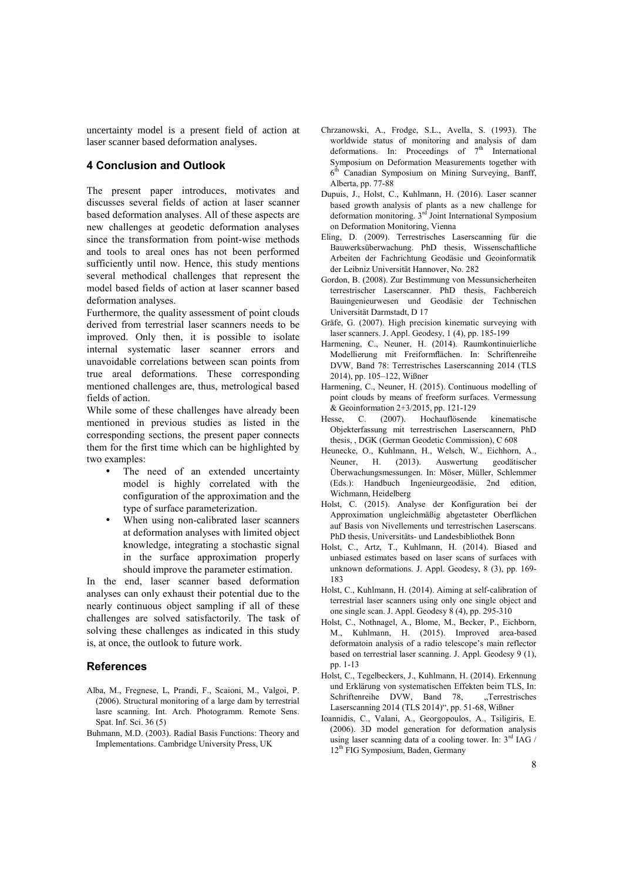uncertainty model is a present field of action at laser scanner based deformation analyses.

## 4 Conclusion and Outlook

The present paper introduces, motivates and discusses several fields of action at laser scanner based deformation analyses. All of these aspects are new challenges at geodetic deformation analyses since the transformation from point-wise methods and tools to areal ones has not been performed sufficiently until now. Hence, this study mentions several methodical challenges that represent the model based fields of action at laser scanner based deformation analyses.

Furthermore, the quality assessment of point clouds derived from terrestrial laser scanners needs to be improved. Only then, it is possible to isolate internal systematic laser scanner errors and unavoidable correlations between scan points from true areal deformations. These corresponding mentioned challenges are, thus, metrological based fields of action.

While some of these challenges have already been mentioned in previous studies as listed in the corresponding sections, the present paper connects them for the first time which can be highlighted by two examples:

- The need of an extended uncertainty model is highly correlated with the configuration of the approximation and the type of surface parameterization.
- When using non-calibrated laser scanners at deformation analyses with limited object knowledge, integrating a stochastic signal in the surface approximation properly should improve the parameter estimation.

In the end, laser scanner based deformation analyses can only exhaust their potential due to the nearly continuous object sampling if all of these challenges are solved satisfactorily. The task of solving these challenges as indicated in this study is, at once, the outlook to future work.

## References

Alba, M., Fregnese, L, Prandi, F., Scaioni, M., Valgoi, P. (2006). Structural monitoring of a large dam by terrestrial lasre scanning. Int. Arch. Photogramm. Remote Sens. Spat. Inf. Sci. 36 (5)

Buhmann, M.D. (2003). Radial Basis Functions: Theory and Implementations. Cambridge University Press, UK

Chrzanowski, A., Frodge, S.L., Avella, S. (1993). The worldwide status of monitoring and analysis of dam deformations. In: Proceedings of 7th International Symposium on Deformation Measurements together with 6th Canadian Symposium on Mining Surveying, Banff, Alberta, pp. 77-88

Dupuis, J., Holst, C., Kuhlmann, H. (2016). Laser scanner based growth analysis of plants as a new challenge for deformation monitoring. 3rd Joint International Symposium on Deformation Monitoring, Vienna

Eling, D. (2009). Terrestrisches Laserscanning für die Bauwerksüberwachung. PhD thesis, Wissenschaftliche Arbeiten der Fachrichtung Geodäsie und Geoinformatik der Leibniz Universität Hannover, No. 282

Gordon, B. (2008). Zur Bestimmung von Messunsicherheiten terrestrischer Laserscanner. PhD thesis, Fachbereich Bauingenieurwesen und Geodäsie der Technischen Universität Darmstadt, D 17

Gräfe, G. (2007). High precision kinematic surveying with laser scanners. J. Appl. Geodesy, 1 (4), pp. 185-199

Harmening, C., Neuner, H. (2014). Raumkontinuierliche Modellierung mit Freiformflächen. In: Schriftenreihe DVW, Band 78: Terrestrisches Laserscanning 2014 (TLS 2014), pp. 105–122, Wißner

Harmening, C., Neuner, H. (2015). Continuous modelling of point clouds by means of freeform surfaces. Vermessung & Geoinformation 2+3/2015, pp. 121-129

Hesse, C. (2007). Hochauflösende kinematische Objekterfassung mit terrestrischen Laserscannern, PhD thesis, , DGK (German Geodetic Commission), C 608

Heunecke, O., Kuhlmann, H., Welsch, W., Eichhorn, A., Neuner, H. (2013). Auswertung geodätischer Überwachungsmessungen. In: Möser, Müller, Schlemmer (Eds.): Handbuch Ingenieurgeodäsie, 2nd edition, Wichmann, Heidelberg

Holst, C. (2015). Analyse der Konfiguration bei der Approximation ungleichmäßig abgetasteter Oberflächen auf Basis von Nivellements und terrestrischen Laserscans. PhD thesis, Universitäts- und Landesbibliothek Bonn

Holst, C., Artz, T., Kuhlmann, H. (2014). Biased and unbiased estimates based on laser scans of surfaces with unknown deformations. J. Appl. Geodesy, 8 (3), pp. 169-183

Holst, C., Kuhlmann, H. (2014). Aiming at self-calibration of terrestrial laser scanners using only one single object and one single scan. J. Appl. Geodesy 8 (4), pp. 295-310

Holst, C., Nothnagel, A., Blome, M., Becker, P., Eichborn, M., Kuhlmann, H. (2015). Improved area-based deformatoin analysis of a radio telescope's main reflector based on terrestrial laser scanning. J. Appl. Geodesy 9 (1), pp. 1-13

Holst, C., Tegelbeckers, J., Kuhlmann, H. (2014). Erkennung und Erklärung von systematischen Effekten beim TLS, In: Schriftenreihe DVW, Band 78, „Terrestrisches Laserscanning 2014 (TLS 2014)“, pp. 51-68, Wißner

Ioannidis, C., Valani, A., Georgopoulos, A., Tsiligiris, E. (2006). 3D model generation for deformation analysis using laser scanning data of a cooling tower. In: 3rd IAG / 12th FIG Symposium, Baden, Germany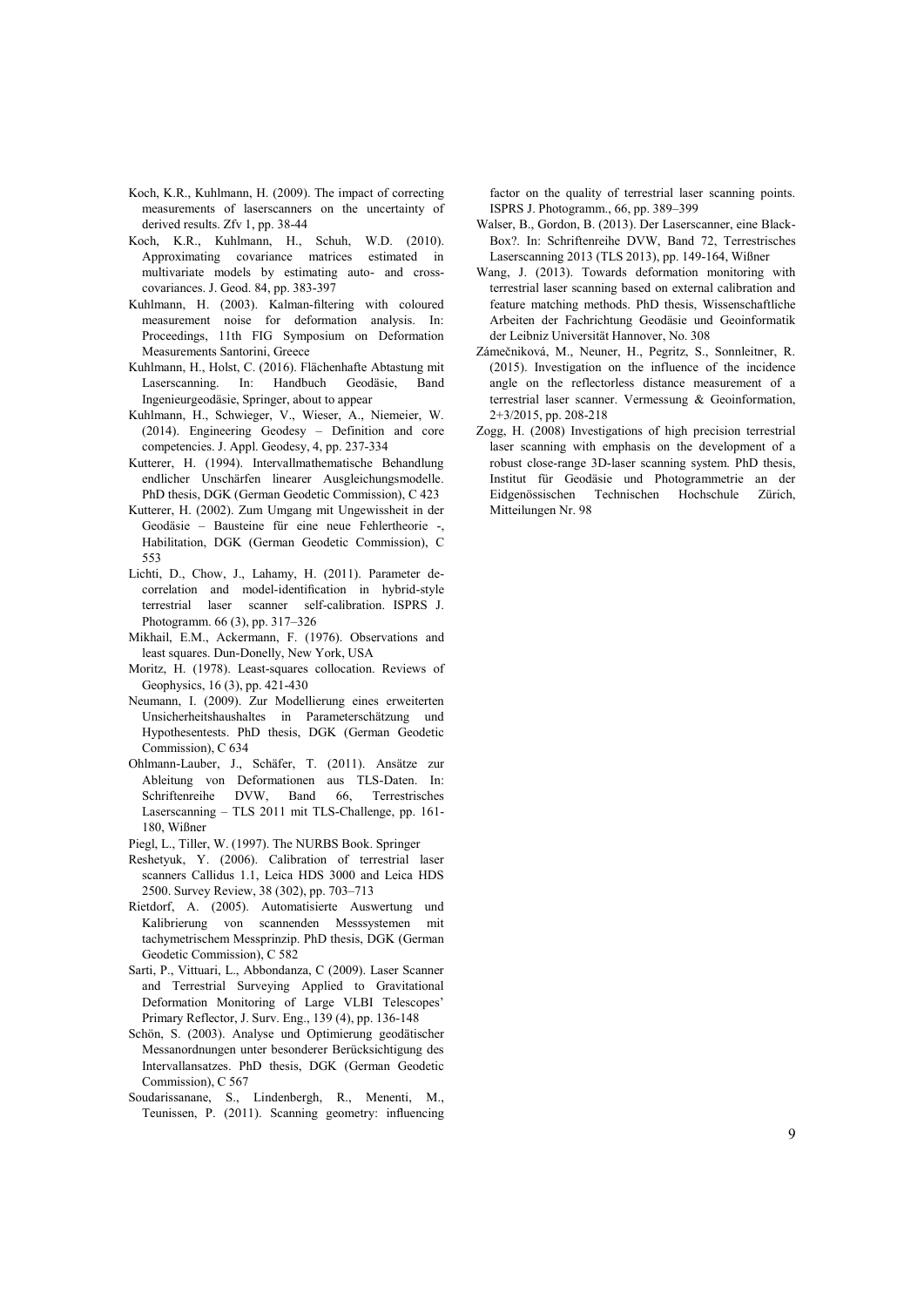Koch, K.R., Kuhlmann, H. (2009). The impact of correcting measurements of laserscanners on the uncertainty of derived results. Zfv 1, pp. 38-44

Koch, K.R., Kuhlmann, H., Schuh, W.D. (2010). Approximating covariance matrices estimated in multivariate models by estimating auto- and cross-covariances. J. Geod. 84, pp. 383-397

Kuhlmann, H. (2003). Kalman-filtering with coloured measurement noise for deformation analysis. In: Proceedings, 11th FIG Symposium on Deformation Measurements Santorini, Greece

Kuhlmann, H., Holst, C. (2016). Flächenhafte Abtastung mit Laserscanning. In: Handbuch Geodäsie, Band Ingenieurgeodäsie, Springer, about to appear

Kuhlmann, H., Schwieger, V., Wieser, A., Niemeier, W. (2014). Engineering Geodesy – Definition and core competencies. J. Appl. Geodesy, 4, pp. 237-334

Kutterer, H. (1994). Intervallmathematische Behandlung endlicher Unschärfen linearer Ausgleichungsmodelle. PhD thesis, DGK (German Geodetic Commission), C 423

Kutterer, H. (2002). Zum Umgang mit Ungewissheit in der Geodäsie – Bausteine für eine neue Fehlertheorie -, Habilitation, DGK (German Geodetic Commission), C 553

Lichti, D., Chow, J., Lahamy, H. (2011). Parameter de-correlation and model-identification in hybrid-style terrestrial laser scanner self-calibration. ISPRS J. Photogramm. 66 (3), pp. 317–326

Mikhail, E.M., Ackermann, F. (1976). Observations and least squares. Dun-Donelly, New York, USA

Moritz, H. (1978). Least-squares collocation. Reviews of Geophysics, 16 (3), pp. 421-430

Neumann, I. (2009). Zur Modellierung eines erweiterten Unsicherheitshaushaltes in Parameterschätzung und Hypothesentests. PhD thesis, DGK (German Geodetic Commission), C 634

Ohlmann-Lauber, J., Schäfer, T. (2011). Ansätze zur Ableitung von Deformationen aus TLS-Daten. In: Schriftenreihe DVW, Band 66, Terrestrisches Laserscanning – TLS 2011 mit TLS-Challenge, pp. 161-180, Wißner

Piegl, L., Tiller, W. (1997). The NURBS Book. Springer

Reshetyuk, Y. (2006). Calibration of terrestrial laser scanners Callidus 1.1, Leica HDS 3000 and Leica HDS 2500. Survey Review, 38 (302), pp. 703–713

Rietdorf, A. (2005). Automatisierte Auswertung und Kalibrierung von scannenden Messsystemen mit tachymetrischem Messprinzip. PhD thesis, DGK (German Geodetic Commission), C 582

Sarti, P., Vittuari, L., Abbondanza, C (2009). Laser Scanner and Terrestrial Surveying Applied to Gravitational Deformation Monitoring of Large VLBI Telescopes' Primary Reflector, J. Surv. Eng., 139 (4), pp. 136-148

Schön, S. (2003). Analyse und Optimierung geodätischer Messanordnungen unter besonderer Berücksichtigung des Intervallansatzes. PhD thesis, DGK (German Geodetic Commission), C 567

Soudarissanane, S., Lindenbergh, R., Menenti, M., Teunissen, P. (2011). Scanning geometry: influencing factor on the quality of terrestrial laser scanning points. ISPRS J. Photogramm., 66, pp. 389–399

Walser, B., Gordon, B. (2013). Der Laserscanner, eine Black-Box?. In: Schriftenreihe DVW, Band 72, Terrestrisches Laserscanning 2013 (TLS 2013), pp. 149-164, Wißner

Wang, J. (2013). Towards deformation monitoring with terrestrial laser scanning based on external calibration and feature matching methods. PhD thesis, Wissenschaftliche Arbeiten der Fachrichtung Geodäsie und Geoinformatik der Leibniz Universität Hannover, No. 308

Zámečniková, M., Neuner, H., Pegritz, S., Sonnleitner, R. (2015). Investigation on the influence of the incidence angle on the reflectorless distance measurement of a terrestrial laser scanner. Vermessung & Geoinformation, 2+3/2015, pp. 208-218

Zogg, H. (2008) Investigations of high precision terrestrial laser scanning with emphasis on the development of a robust close-range 3D-laser scanning system. PhD thesis, Institut für Geodäsie und Photogrammetrie an der Eidgenössischen Technischen Hochschule Zürich, Mitteilungen Nr. 98